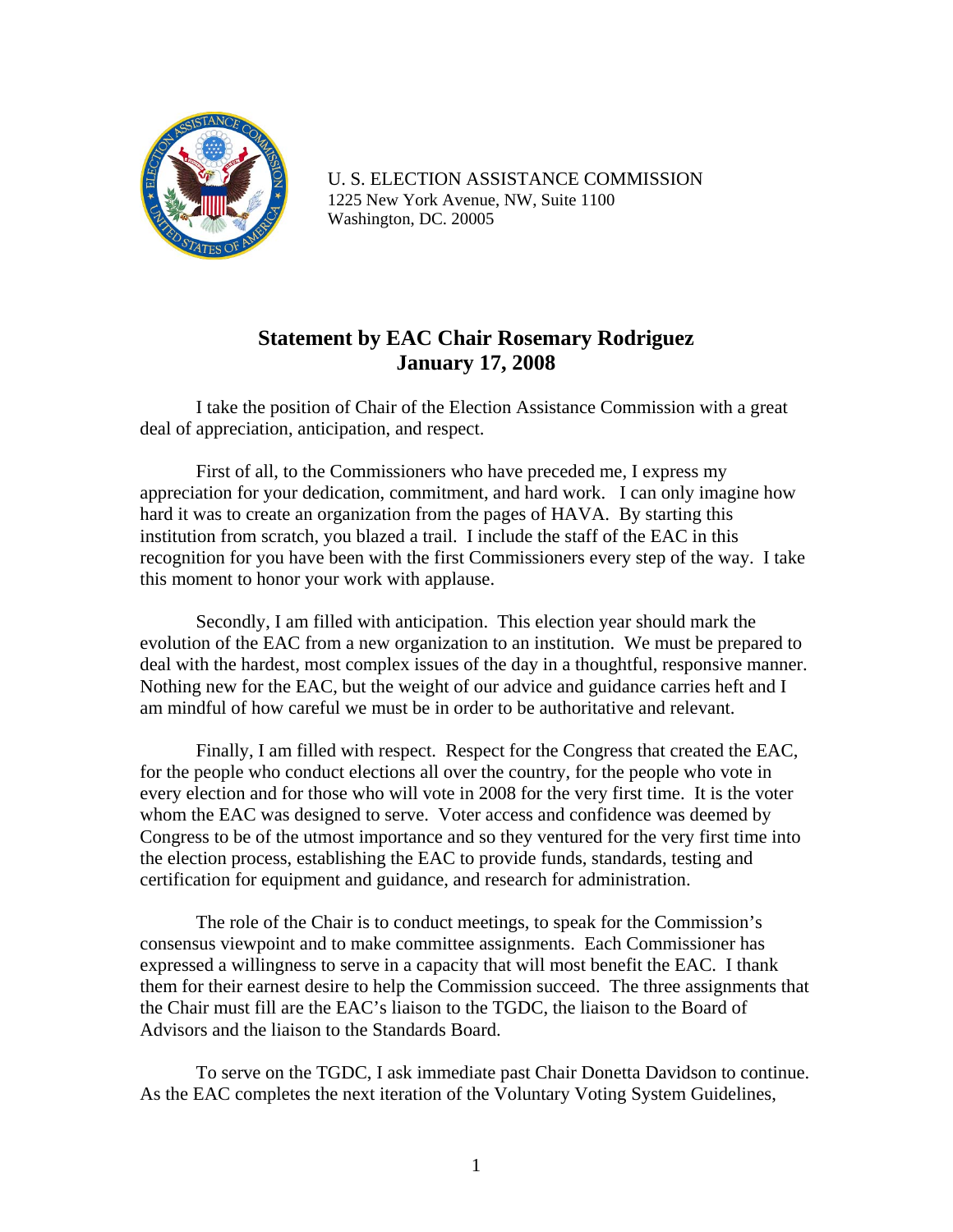U. S. ELECTION ASSISTANCE COMMISSION
1225 New York Avenue, NW, Suite 1100
Washington, DC. 20005

# Statement by EAC Chair Rosemary Rodriguez
## January 17, 2008

I take the position of Chair of the Election Assistance Commission with a great deal of appreciation, anticipation, and respect.

First of all, to the Commissioners who have preceded me, I express my appreciation for your dedication, commitment, and hard work. I can only imagine how hard it was to create an organization from the pages of HAVA. By starting this institution from scratch, you blazed a trail. I include the staff of the EAC in this recognition for you have been with the first Commissioners every step of the way. I take this moment to honor your work with applause.

Secondly, I am filled with anticipation. This election year should mark the evolution of the EAC from a new organization to an institution. We must be prepared to deal with the hardest, most complex issues of the day in a thoughtful, responsive manner. Nothing new for the EAC, but the weight of our advice and guidance carries heft and I am mindful of how careful we must be in order to be authoritative and relevant.

Finally, I am filled with respect. Respect for the Congress that created the EAC, for the people who conduct elections all over the country, for the people who vote in every election and for those who will vote in 2008 for the very first time. It is the voter whom the EAC was designed to serve. Voter access and confidence was deemed by Congress to be of the utmost importance and so they ventured for the very first time into the election process, establishing the EAC to provide funds, standards, testing and certification for equipment and guidance, and research for administration.

The role of the Chair is to conduct meetings, to speak for the Commission's consensus viewpoint and to make committee assignments. Each Commissioner has expressed a willingness to serve in a capacity that will most benefit the EAC. I thank them for their earnest desire to help the Commission succeed. The three assignments that the Chair must fill are the EAC's liaison to the TGDC, the liaison to the Board of Advisors and the liaison to the Standards Board.

To serve on the TGDC, I ask immediate past Chair Donetta Davidson to continue. As the EAC completes the next iteration of the Voluntary Voting System Guidelines,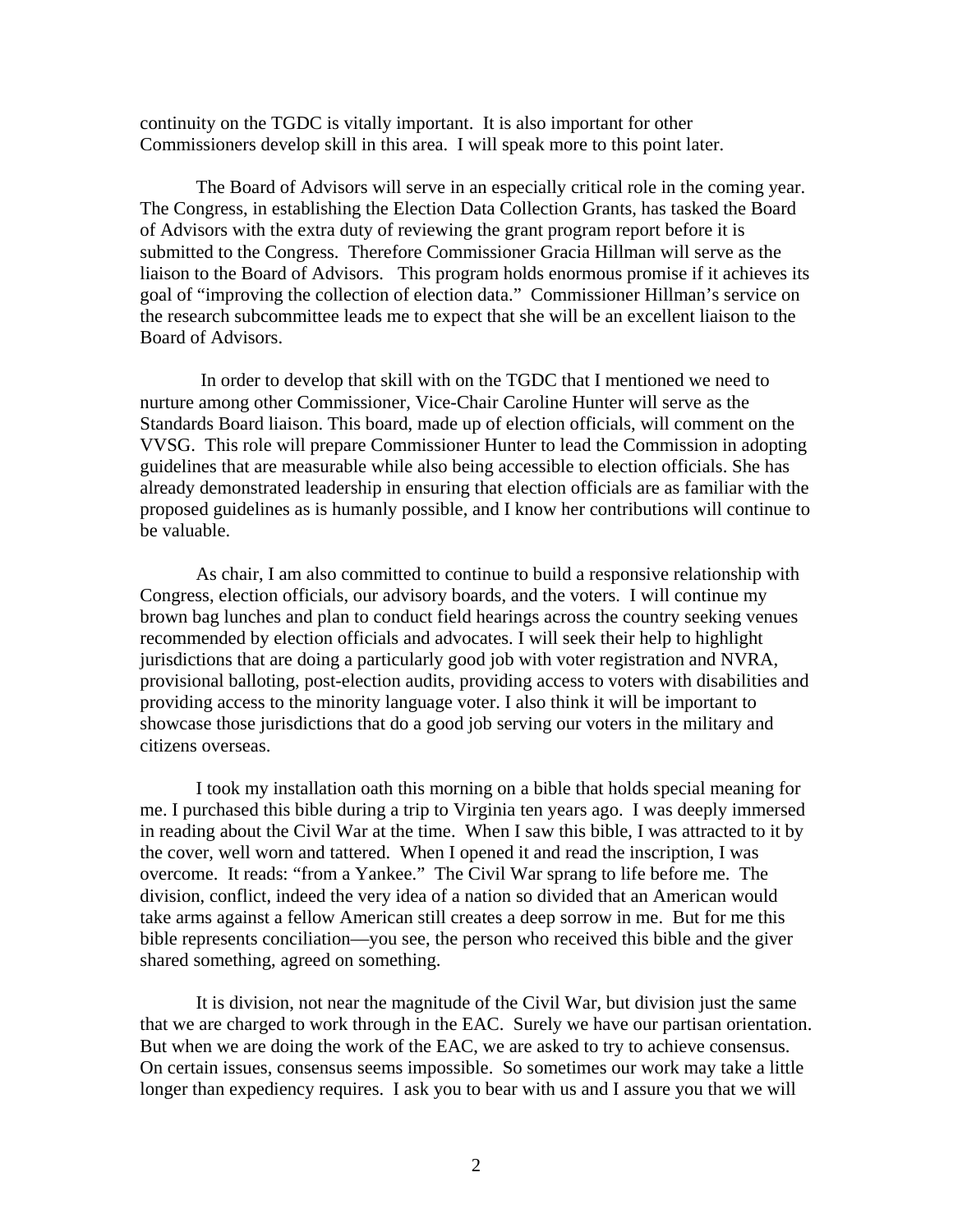continuity on the TGDC is vitally important. It is also important for other Commissioners develop skill in this area. I will speak more to this point later.

The Board of Advisors will serve in an especially critical role in the coming year. The Congress, in establishing the Election Data Collection Grants, has tasked the Board of Advisors with the extra duty of reviewing the grant program report before it is submitted to the Congress. Therefore Commissioner Gracia Hillman will serve as the liaison to the Board of Advisors. This program holds enormous promise if it achieves its goal of "improving the collection of election data." Commissioner Hillman's service on the research subcommittee leads me to expect that she will be an excellent liaison to the Board of Advisors.

In order to develop that skill with on the TGDC that I mentioned we need to nurture among other Commissioner, Vice-Chair Caroline Hunter will serve as the Standards Board liaison. This board, made up of election officials, will comment on the VVSG. This role will prepare Commissioner Hunter to lead the Commission in adopting guidelines that are measurable while also being accessible to election officials. She has already demonstrated leadership in ensuring that election officials are as familiar with the proposed guidelines as is humanly possible, and I know her contributions will continue to be valuable.

As chair, I am also committed to continue to build a responsive relationship with Congress, election officials, our advisory boards, and the voters. I will continue my brown bag lunches and plan to conduct field hearings across the country seeking venues recommended by election officials and advocates. I will seek their help to highlight jurisdictions that are doing a particularly good job with voter registration and NVRA, provisional balloting, post-election audits, providing access to voters with disabilities and providing access to the minority language voter. I also think it will be important to showcase those jurisdictions that do a good job serving our voters in the military and citizens overseas.

I took my installation oath this morning on a bible that holds special meaning for me. I purchased this bible during a trip to Virginia ten years ago. I was deeply immersed in reading about the Civil War at the time. When I saw this bible, I was attracted to it by the cover, well worn and tattered. When I opened it and read the inscription, I was overcome. It reads: "from a Yankee." The Civil War sprang to life before me. The division, conflict, indeed the very idea of a nation so divided that an American would take arms against a fellow American still creates a deep sorrow in me. But for me this bible represents conciliation—you see, the person who received this bible and the giver shared something, agreed on something.

It is division, not near the magnitude of the Civil War, but division just the same that we are charged to work through in the EAC. Surely we have our partisan orientation. But when we are doing the work of the EAC, we are asked to try to achieve consensus. On certain issues, consensus seems impossible. So sometimes our work may take a little longer than expediency requires. I ask you to bear with us and I assure you that we will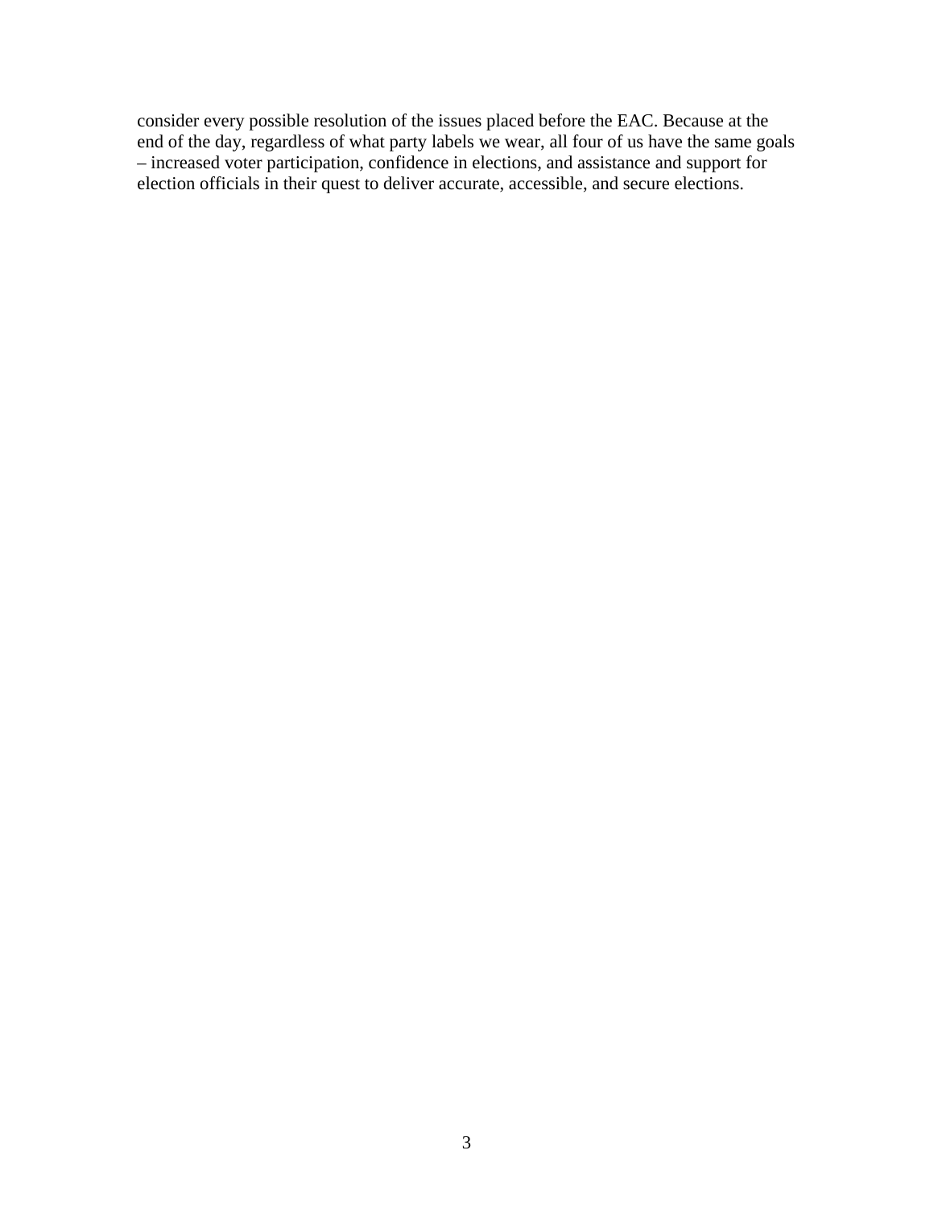consider every possible resolution of the issues placed before the EAC. Because at the end of the day, regardless of what party labels we wear, all four of us have the same goals – increased voter participation, confidence in elections, and assistance and support for election officials in their quest to deliver accurate, accessible, and secure elections.